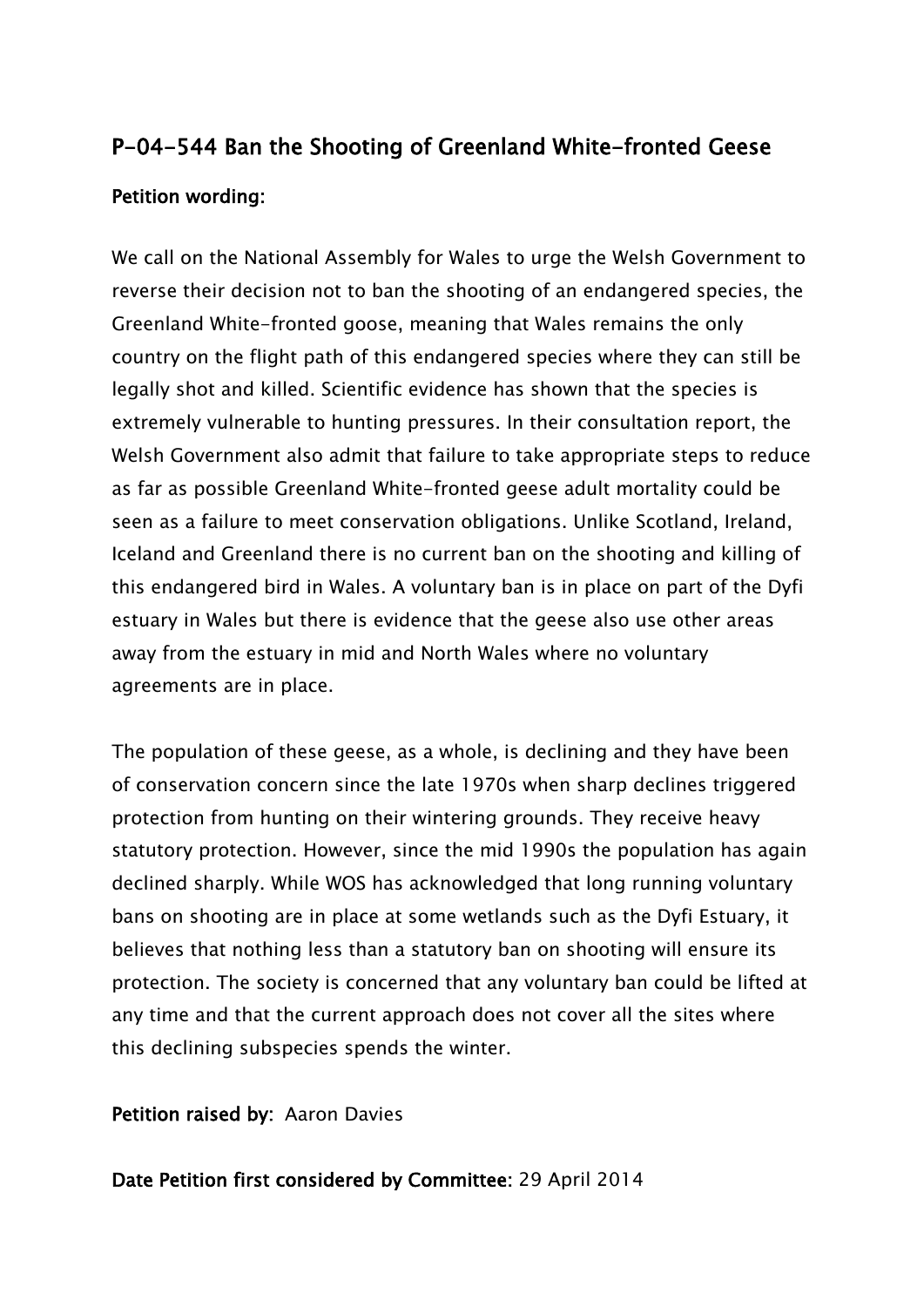# P-04-544 Ban the Shooting of Greenland White-fronted Geese

**Petition wording:**

We call on the National Assembly for Wales to urge the Welsh Government to reverse their decision not to ban the shooting of an endangered species, the Greenland White-fronted goose, meaning that Wales remains the only country on the flight path of this endangered species where they can still be legally shot and killed. Scientific evidence has shown that the species is extremely vulnerable to hunting pressures. In their consultation report, the Welsh Government also admit that failure to take appropriate steps to reduce as far as possible Greenland White-fronted geese adult mortality could be seen as a failure to meet conservation obligations. Unlike Scotland, Ireland, Iceland and Greenland there is no current ban on the shooting and killing of this endangered bird in Wales. A voluntary ban is in place on part of the Dyfi estuary in Wales but there is evidence that the geese also use other areas away from the estuary in mid and North Wales where no voluntary agreements are in place.

The population of these geese, as a whole, is declining and they have been of conservation concern since the late 1970s when sharp declines triggered protection from hunting on their wintering grounds. They receive heavy statutory protection. However, since the mid 1990s the population has again declined sharply. While WOS has acknowledged that long running voluntary bans on shooting are in place at some wetlands such as the Dyfi Estuary, it believes that nothing less than a statutory ban on shooting will ensure its protection. The society is concerned that any voluntary ban could be lifted at any time and that the current approach does not cover all the sites where this declining subspecies spends the winter.

**Petition raised by:** Aaron Davies

**Date Petition first considered by Committee:** 29 April 2014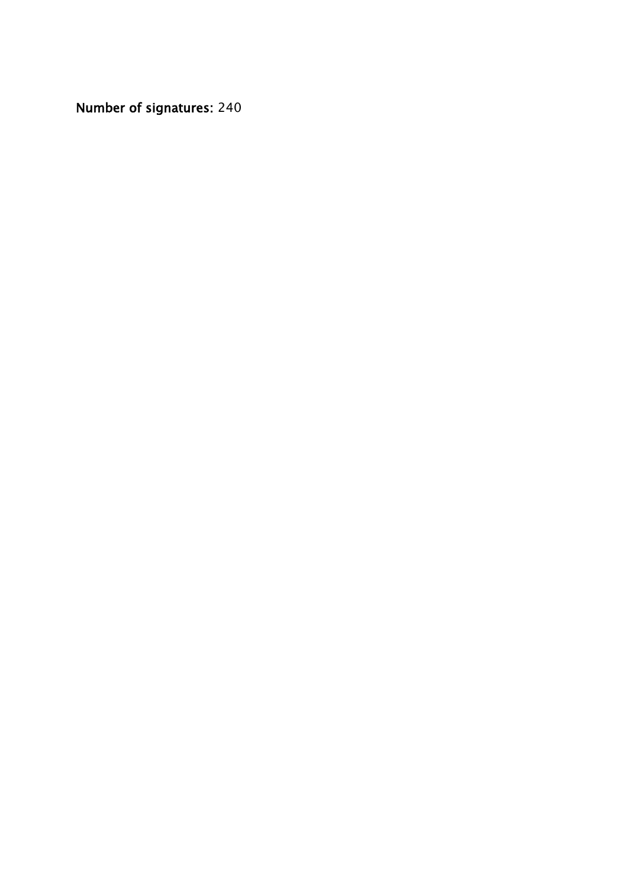**Number of signatures:** 240